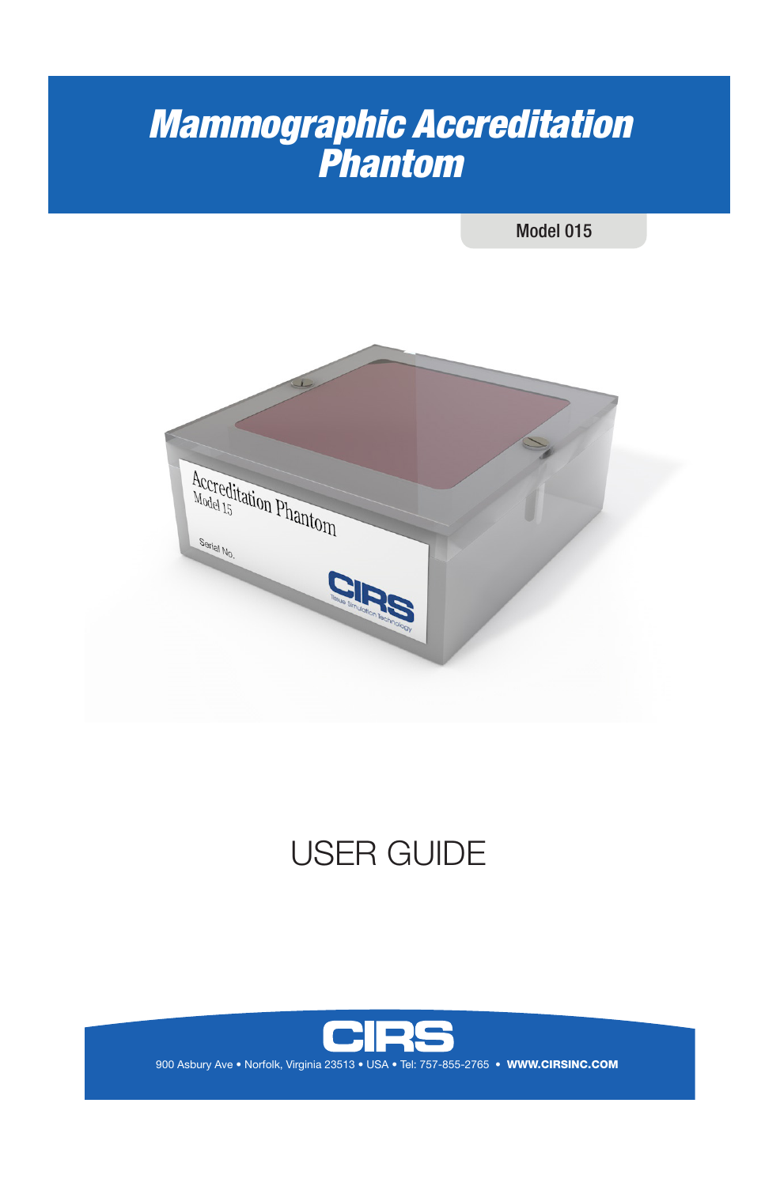# Mammographic Accreditation Phantom

Model 015

USER GUIDE

CIRS

900 Asbury Ave • Norfolk, Virginia 23513 • USA • Tel: 757-855-2765 • **WWW.CIRSINC.COM**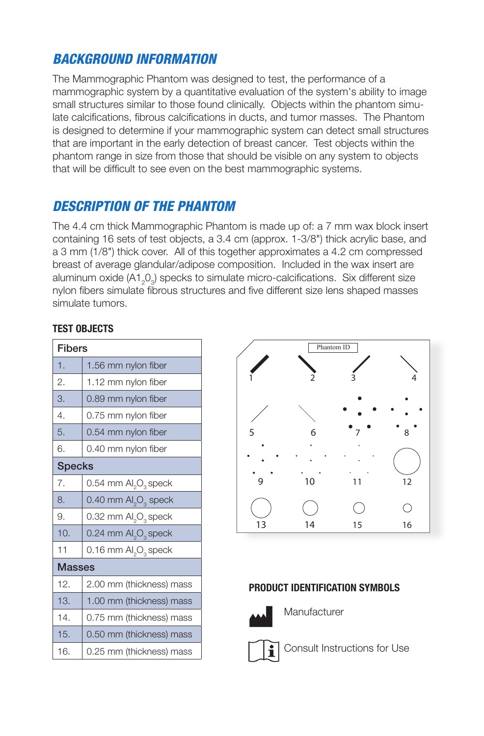## *BACKGROUND INFORMATION*

The Mammographic Phantom was designed to test, the performance of a mammographic system by a quantitative evaluation of the system's ability to image small structures similar to those found clinically. Objects within the phantom simulate calcifications, fibrous calcifications in ducts, and tumor masses. The Phantom is designed to determine if your mammographic system can detect small structures that are important in the early detection of breast cancer. Test objects within the phantom range in size from those that should be visible on any system to objects that will be difficult to see even on the best mammographic systems.

## *DESCRIPTION OF THE PHANTOM*

The 4.4 cm thick Mammographic Phantom is made up of: a 7 mm wax block insert containing 16 sets of test objects, a 3.4 cm (approx. 1-3/8") thick acrylic base, and a 3 mm (1/8") thick cover. All of this together approximates a 4.2 cm compressed breast of average glandular/adipose composition. Included in the wax insert are aluminum oxide ($A1_20_3$) specks to simulate micro-calcifications. Six different size nylon fibers simulate fibrous structures and five different size lens shaped masses simulate tumors.

### TEST OBJECTS

| Fibers | |
|---|---|
| 1. | 1.56 mm nylon fiber |
| 2. | 1.12 mm nylon fiber |
| 3. | 0.89 mm nylon fiber |
| 4. | 0.75 mm nylon fiber |
| 5. | 0.54 mm nylon fiber |
| 6. | 0.40 mm nylon fiber |
| **Specks** | |
| 7. | 0.54 mm $Al_2O_3$ speck |
| 8. | 0.40 mm $Al_2O_3$ speck |
| 9. | 0.32 mm $Al_2O_3$ speck |
| 10. | 0.24 mm $Al_2O_3$ speck |
| 11 | 0.16 mm $Al_2O_3$ speck |
| **Masses** | |
| 12. | 2.00 mm (thickness) mass |
| 13. | 1.00 mm (thickness) mass |
| 14. | 0.75 mm (thickness) mass |
| 15. | 0.50 mm (thickness) mass |
| 16. | 0.25 mm (thickness) mass |

Phantom ID

1 2 3 4

5 6 7 8

9 10 11 12

13 14 15 16

### PRODUCT IDENTIFICATION SYMBOLS

Manufacturer

Consult Instructions for Use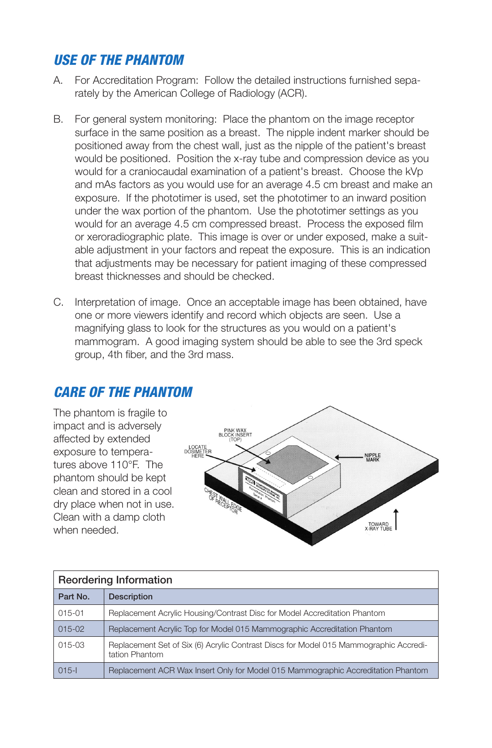## USE OF THE PHANTOM

A. For Accreditation Program: Follow the detailed instructions furnished separately by the American College of Radiology (ACR).

B. For general system monitoring: Place the phantom on the image receptor surface in the same position as a breast. The nipple indent marker should be positioned away from the chest wall, just as the nipple of the patient's breast would be positioned. Position the x-ray tube and compression device as you would for a craniocaudal examination of a patient's breast. Choose the kVp and mAs factors as you would use for an average 4.5 cm breast and make an exposure. If the phototimer is used, set the phototimer to an inward position under the wax portion of the phantom. Use the phototimer settings as you would for an average 4.5 cm compressed breast. Process the exposed film or xeroradiographic plate. This image is over or under exposed, make a suitable adjustment in your factors and repeat the exposure. This is an indication that adjustments may be necessary for patient imaging of these compressed breast thicknesses and should be checked.

C. Interpretation of image. Once an acceptable image has been obtained, have one or more viewers identify and record which objects are seen. Use a magnifying glass to look for the structures as you would on a patient's mammogram. A good imaging system should be able to see the 3rd speck group, 4th fiber, and the 3rd mass.

## CARE OF THE PHANTOM

The phantom is fragile to impact and is adversely affected by extended exposure to temperatures above 110°F. The phantom should be kept clean and stored in a cool dry place when not in use. Clean with a damp cloth when needed.

| Reordering Information | |
|---|---|
| **Part No.** | **Description** |
| 015-01 | Replacement Acrylic Housing/Contrast Disc for Model Accreditation Phantom |
| 015-02 | Replacement Acrylic Top for Model 015 Mammographic Accreditation Phantom |
| 015-03 | Replacement Set of Six (6) Acrylic Contrast Discs for Model 015 Mammographic Accreditation Phantom |
| 015-I | Replacement ACR Wax Insert Only for Model 015 Mammographic Accreditation Phantom |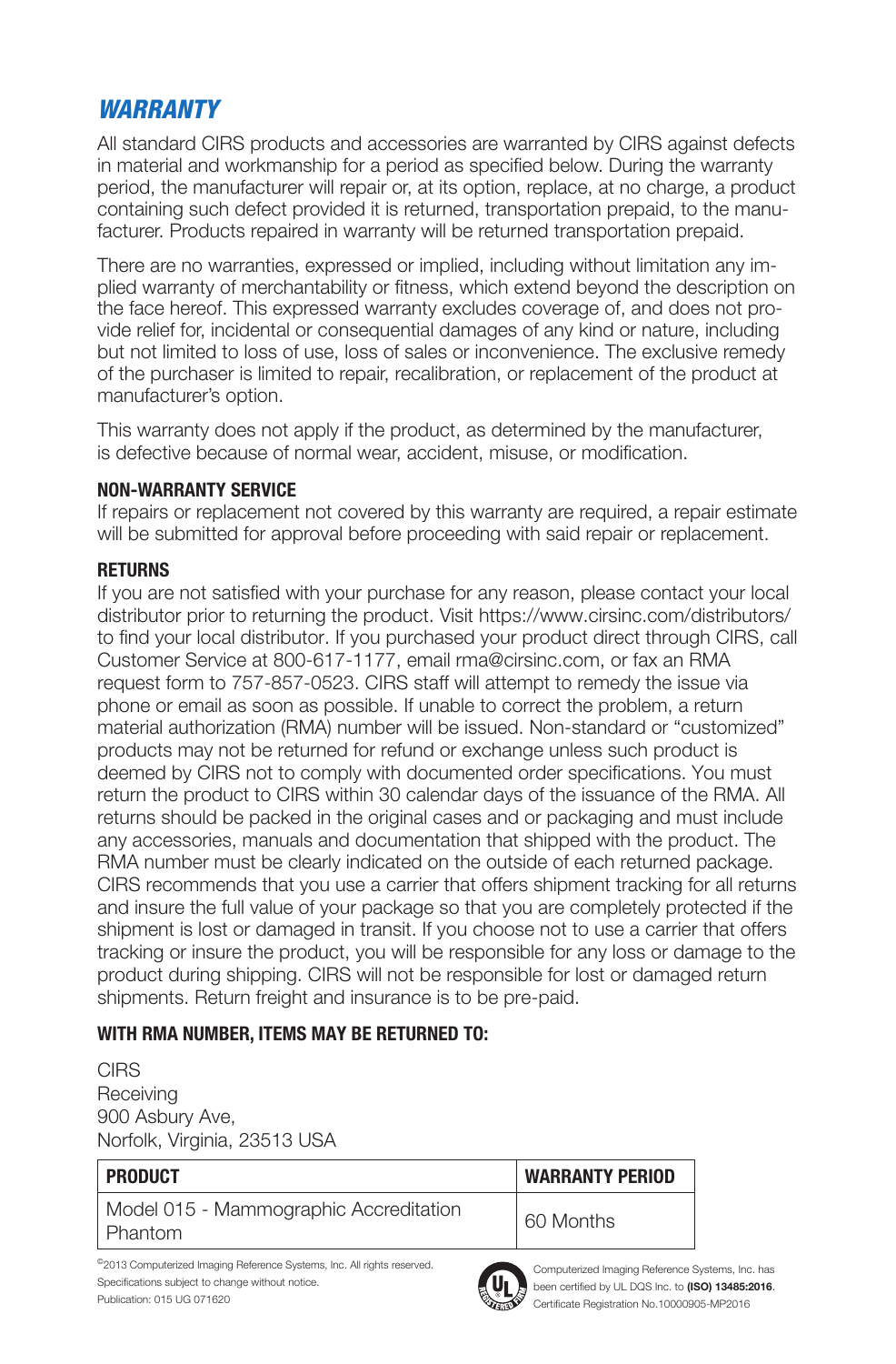## *WARRANTY*

All standard CIRS products and accessories are warranted by CIRS against defects in material and workmanship for a period as specified below. During the warranty period, the manufacturer will repair or, at its option, replace, at no charge, a product containing such defect provided it is returned, transportation prepaid, to the manufacturer. Products repaired in warranty will be returned transportation prepaid.

There are no warranties, expressed or implied, including without limitation any implied warranty of merchantability or fitness, which extend beyond the description on the face hereof. This expressed warranty excludes coverage of, and does not provide relief for, incidental or consequential damages of any kind or nature, including but not limited to loss of use, loss of sales or inconvenience. The exclusive remedy of the purchaser is limited to repair, recalibration, or replacement of the product at manufacturer's option.

This warranty does not apply if the product, as determined by the manufacturer, is defective because of normal wear, accident, misuse, or modification.

**NON-WARRANTY SERVICE**

If repairs or replacement not covered by this warranty are required, a repair estimate will be submitted for approval before proceeding with said repair or replacement.

**RETURNS**

If you are not satisfied with your purchase for any reason, please contact your local distributor prior to returning the product. Visit https://www.cirsinc.com/distributors/ to find your local distributor. If you purchased your product direct through CIRS, call Customer Service at 800-617-1177, email rma@cirsinc.com, or fax an RMA request form to 757-857-0523. CIRS staff will attempt to remedy the issue via phone or email as soon as possible. If unable to correct the problem, a return material authorization (RMA) number will be issued. Non-standard or "customized" products may not be returned for refund or exchange unless such product is deemed by CIRS not to comply with documented order specifications. You must return the product to CIRS within 30 calendar days of the issuance of the RMA. All returns should be packed in the original cases and or packaging and must include any accessories, manuals and documentation that shipped with the product. The RMA number must be clearly indicated on the outside of each returned package. CIRS recommends that you use a carrier that offers shipment tracking for all returns and insure the full value of your package so that you are completely protected if the shipment is lost or damaged in transit. If you choose not to use a carrier that offers tracking or insure the product, you will be responsible for any loss or damage to the product during shipping. CIRS will not be responsible for lost or damaged return shipments. Return freight and insurance is to be pre-paid.

**WITH RMA NUMBER, ITEMS MAY BE RETURNED TO:**

CIRS
Receiving
900 Asbury Ave,
Norfolk, Virginia, 23513 USA

| PRODUCT | WARRANTY PERIOD |
|---|---|
| Model 015 - Mammographic Accreditation Phantom | 60 Months |

©2013 Computerized Imaging Reference Systems, Inc. All rights reserved.
Specifications subject to change without notice.
Publication: 015 UG 071620

Computerized Imaging Reference Systems, Inc. has been certified by UL DQS Inc. to **(ISO) 13485:2016**. Certificate Registration No.10000905-MP2016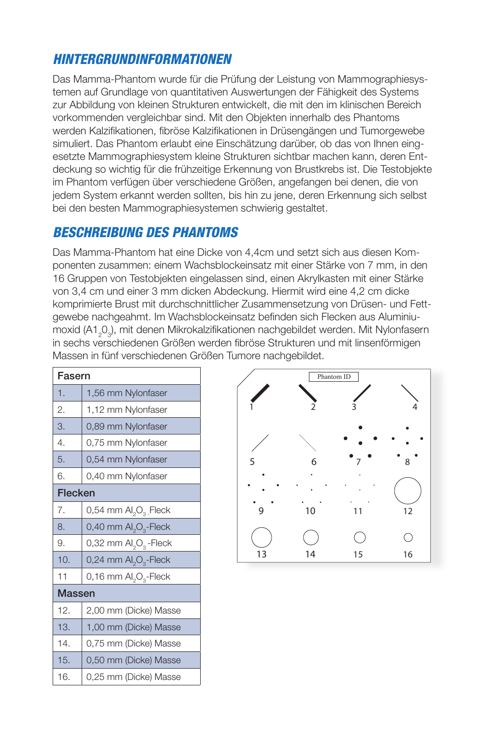## HINTERGRUNDINFORMATIONEN

Das Mamma-Phantom wurde für die Prüfung der Leistung von Mammographiesystemen auf Grundlage von quantitativen Auswertungen der Fähigkeit des Systems zur Abbildung von kleinen Strukturen entwickelt, die mit den im klinischen Bereich vorkommenden vergleichbar sind. Mit den Objekten innerhalb des Phantoms werden Kalzifikationen, fibröse Kalzifikationen in Drüsengängen und Tumorgewebe simuliert. Das Phantom erlaubt eine Einschätzung darüber, ob das von Ihnen eingesetzte Mammographiesystem kleine Strukturen sichtbar machen kann, deren Entdeckung so wichtig für die frühzeitige Erkennung von Brustkrebs ist. Die Testobjekte im Phantom verfügen über verschiedene Größen, angefangen bei denen, die von jedem System erkannt werden sollten, bis hin zu jene, deren Erkennung sich selbst bei den besten Mammographiesystemen schwierig gestaltet.

## BESCHREIBUNG DES PHANTOMS

Das Mamma-Phantom hat eine Dicke von 4,4cm und setzt sich aus diesen Komponenten zusammen: einem Wachsblockeinsatz mit einer Stärke von 7 mm, in den 16 Gruppen von Testobjekten eingelassen sind, einen Akrylkasten mit einer Stärke von 3,4 cm und einer 3 mm dicken Abdeckung. Hiermit wird eine 4,2 cm dicke komprimierte Brust mit durchschnittlicher Zusammensetzung von Drüsen- und Fettgewebe nachgeahmt. Im Wachsblockeinsatz befinden sich Flecken aus Aluminiumoxid ($A1_20_3$), mit denen Mikrokalzifikationen nachgebildet werden. Mit Nylonfasern in sechs verschiedenen Größen werden fibröse Strukturen und mit linsenförmigen Massen in fünf verschiedenen Größen Tumore nachgebildet.

| Fasern | |
|---|---|
| 1. | 1,56 mm Nylonfaser |
| 2. | 1,12 mm Nylonfaser |
| 3. | 0,89 mm Nylonfaser |
| 4. | 0,75 mm Nylonfaser |
| 5. | 0,54 mm Nylonfaser |
| 6. | 0,40 mm Nylonfaser |
| **Flecken** | |
| 7. | 0,54 mm $Al_2O_3$ Fleck |
| 8. | 0,40 mm $Al_2O_3$-Fleck |
| 9. | 0,32 mm $Al_2O_3$ -Fleck |
| 10. | 0,24 mm $Al_2O_3$-Fleck |
| 11 | 0,16 mm $Al_2O_3$-Fleck |
| **Massen** | |
| 12. | 2,00 mm (Dicke) Masse |
| 13. | 1,00 mm (Dicke) Masse |
| 14. | 0,75 mm (Dicke) Masse |
| 15. | 0,50 mm (Dicke) Masse |
| 16. | 0,25 mm (Dicke) Masse |

Phantom ID

1 2 3 4

5 6 7 8

9 10 11 12

13 14 15 16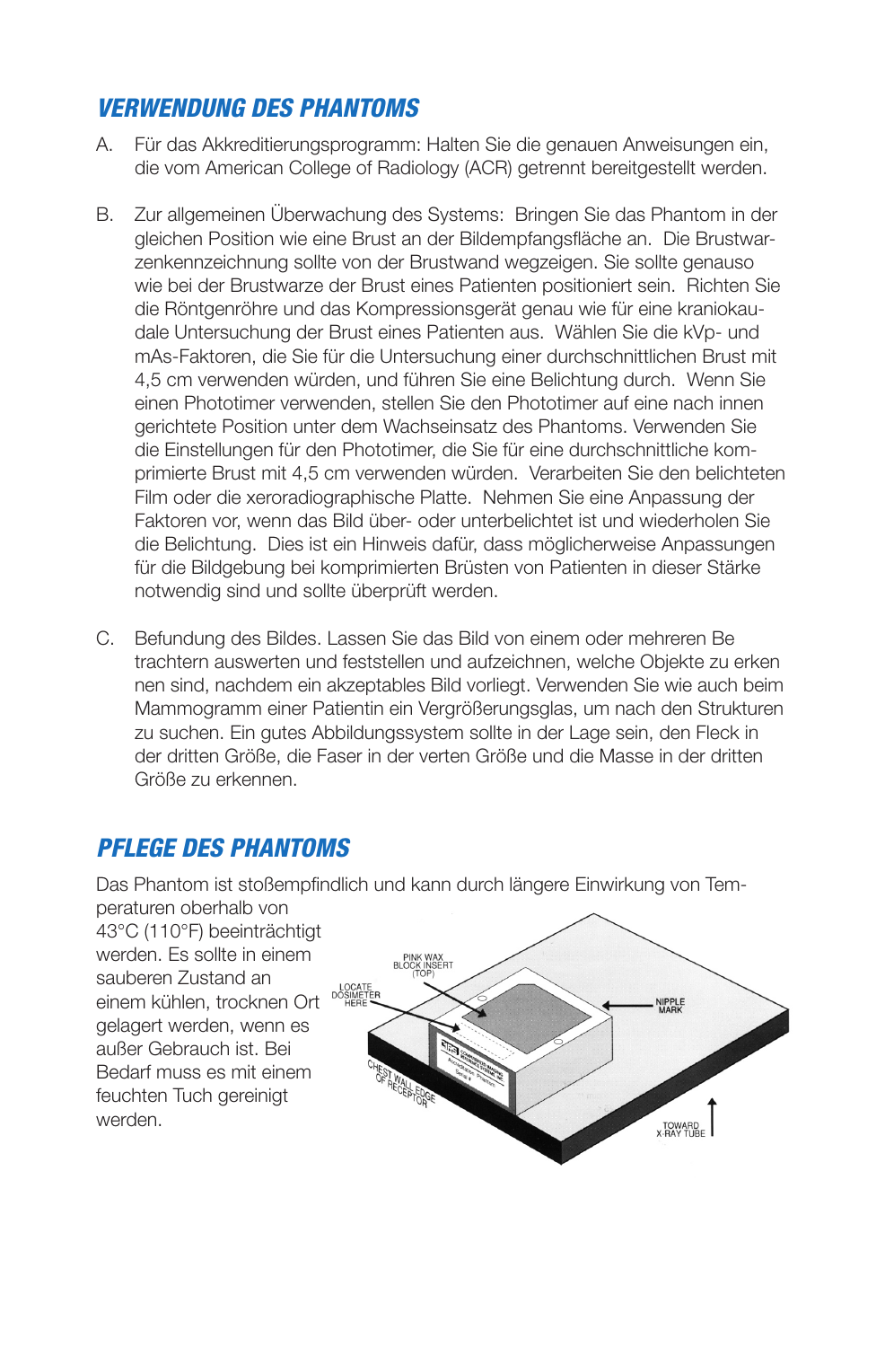## VERWENDUNG DES PHANTOMS

A. Für das Akkreditierungsprogramm: Halten Sie die genauen Anweisungen ein, die vom American College of Radiology (ACR) getrennt bereitgestellt werden.

B. Zur allgemeinen Überwachung des Systems: Bringen Sie das Phantom in der gleichen Position wie eine Brust an der Bildempfangsfläche an. Die Brustwarzenkennzeichnung sollte von der Brustwand wegzeigen. Sie sollte genauso wie bei der Brustwarze der Brust eines Patienten positioniert sein. Richten Sie die Röntgenröhre und das Kompressionsgerät genau wie für eine kraniokaudale Untersuchung der Brust eines Patienten aus. Wählen Sie die kVp- und mAs-Faktoren, die Sie für die Untersuchung einer durchschnittlichen Brust mit 4,5 cm verwenden würden, und führen Sie eine Belichtung durch. Wenn Sie einen Phototimer verwenden, stellen Sie den Phototimer auf eine nach innen gerichtete Position unter dem Wachseinsatz des Phantoms. Verwenden Sie die Einstellungen für den Phototimer, die Sie für eine durchschnittliche komprimierte Brust mit 4,5 cm verwenden würden. Verarbeiten Sie den belichteten Film oder die xeroradiographische Platte. Nehmen Sie eine Anpassung der Faktoren vor, wenn das Bild über- oder unterbelichtet ist und wiederholen Sie die Belichtung. Dies ist ein Hinweis dafür, dass möglicherweise Anpassungen für die Bildgebung bei komprimierten Brüsten von Patienten in dieser Stärke notwendig sind und sollte überprüft werden.

C. Befundung des Bildes. Lassen Sie das Bild von einem oder mehreren Be trachtern auswerten und feststellen und aufzeichnen, welche Objekte zu erken nen sind, nachdem ein akzeptables Bild vorliegt. Verwenden Sie wie auch beim Mammogramm einer Patientin ein Vergrößerungsglas, um nach den Strukturen zu suchen. Ein gutes Abbildungssystem sollte in der Lage sein, den Fleck in der dritten Größe, die Faser in der verten Größe und die Masse in der dritten Größe zu erkennen.

## PFLEGE DES PHANTOMS

Das Phantom ist stoßempfindlich und kann durch längere Einwirkung von Temperaturen oberhalb von 43°C (110°F) beeinträchtigt werden. Es sollte in einem sauberen Zustand an einem kühlen, trocknen Ort gelagert werden, wenn es außer Gebrauch ist. Bei Bedarf muss es mit einem feuchten Tuch gereinigt werden.

PINK WAX BLOCK INSERT (TOP)

LOCATE DOSIMETER HERE

NIPPLE MARK

CHEST WALL EDGE OF RECEPTOR

TOWARD X-RAY TUBE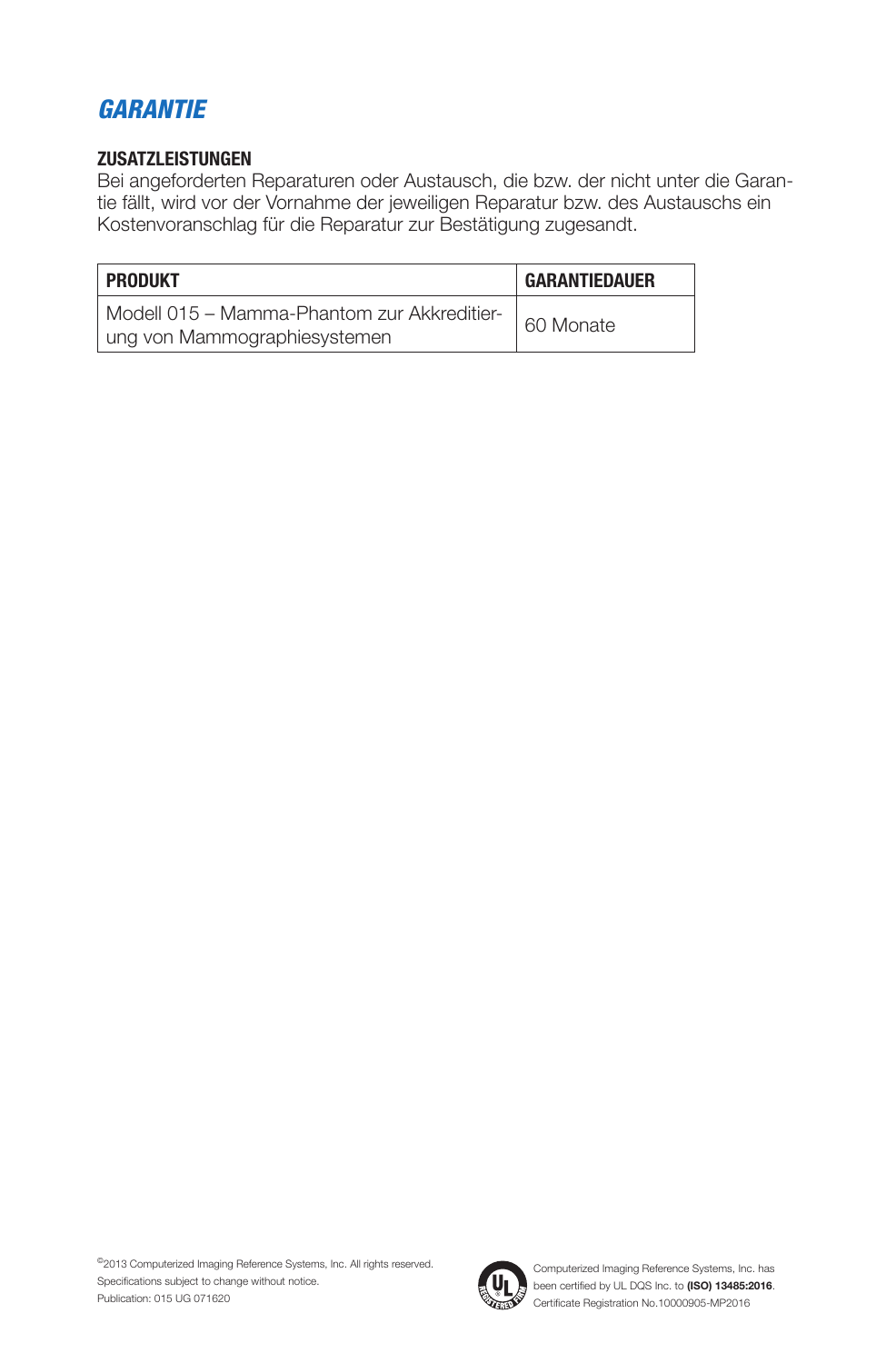## *GARANTIE*

**ZUSATZLEISTUNGEN**

Bei angeforderten Reparaturen oder Austausch, die bzw. der nicht unter die Garantie fällt, wird vor der Vornahme der jeweiligen Reparatur bzw. des Austauschs ein Kostenvoranschlag für die Reparatur zur Bestätigung zugesandt.

| PRODUKT | GARANTIEDAUER |
|---|---|
| Modell 015 – Mamma-Phantom zur Akkreditierung von Mammographiesystemen | 60 Monate |

©2013 Computerized Imaging Reference Systems, Inc. All rights reserved.
Specifications subject to change without notice.
Publication: 015 UG 071620

Computerized Imaging Reference Systems, Inc. has been certified by UL DQS Inc. to **(ISO) 13485:2016**.
Certificate Registration No.10000905-MP2016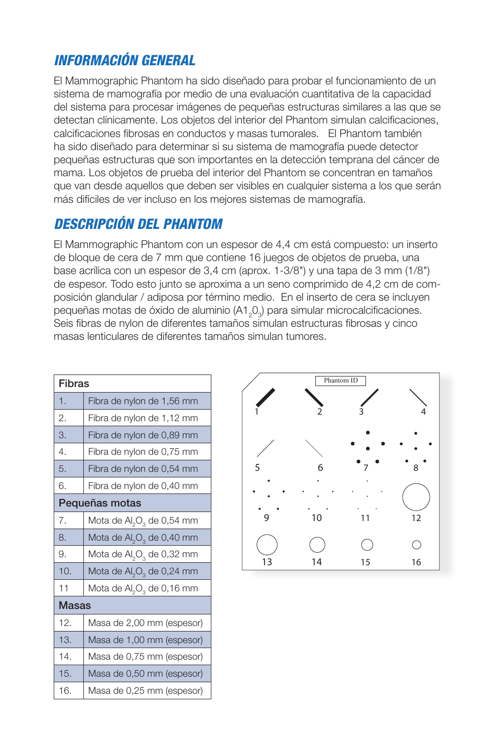## *INFORMACIÓN GENERAL*

El Mammographic Phantom ha sido diseñado para probar el funcionamiento de un sistema de mamografía por medio de una evaluación cuantitativa de la capacidad del sistema para procesar imágenes de pequeñas estructuras similares a las que se detectan clínicamente. Los objetos del interior del Phantom simulan calcificaciones, calcificaciones fibrosas en conductos y masas tumorales. El Phantom también ha sido diseñado para determinar si su sistema de mamografía puede detector pequeñas estructuras que son importantes en la detección temprana del cáncer de mama. Los objetos de prueba del interior del Phantom se concentran en tamaños que van desde aquellos que deben ser visibles en cualquier sistema a los que serán más difíciles de ver incluso en los mejores sistemas de mamografía.

## *DESCRIPCIÓN DEL PHANTOM*

El Mammographic Phantom con un espesor de 4,4 cm está compuesto: un inserto de bloque de cera de 7 mm que contiene 16 juegos de objetos de prueba, una base acrílica con un espesor de 3,4 cm (aprox. 1-3/8") y una tapa de 3 mm (1/8") de espesor. Todo esto junto se aproxima a un seno comprimido de 4,2 cm de composición glandular / adiposa por término medio. En el inserto de cera se incluyen pequeñas motas de óxido de aluminio ($A1_20_3$) para simular microcalcificaciones. Seis fibras de nylon de diferentes tamaños simulan estructuras fibrosas y cinco masas lenticulares de diferentes tamaños simulan tumores.

| Fibras | |
|---|---|
| 1. | Fibra de nylon de 1,56 mm |
| 2. | Fibra de nylon de 1,12 mm |
| 3. | Fibra de nylon de 0,89 mm |
| 4. | Fibra de nylon de 0,75 mm |
| 5. | Fibra de nylon de 0,54 mm |
| 6. | Fibra de nylon de 0,40 mm |
| **Pequeñas motas** | |
| 7. | Mota de $Al_2O_3$ de 0,54 mm |
| 8. | Mota de $Al_2O_3$ de 0,40 mm |
| 9. | Mota de $Al_2O_3$ de 0,32 mm |
| 10. | Mota de $Al_2O_3$ de 0,24 mm |
| 11 | Mota de $Al_2O_3$ de 0,16 mm |
| **Masas** | |
| 12. | Masa de 2,00 mm (espesor) |
| 13. | Masa de 1,00 mm (espesor) |
| 14. | Masa de 0,75 mm (espesor) |
| 15. | Masa de 0,50 mm (espesor) |
| 16. | Masa de 0,25 mm (espesor) |

Phantom ID

1 2 3 4

5 6 7 8

9 10 11 12

13 14 15 16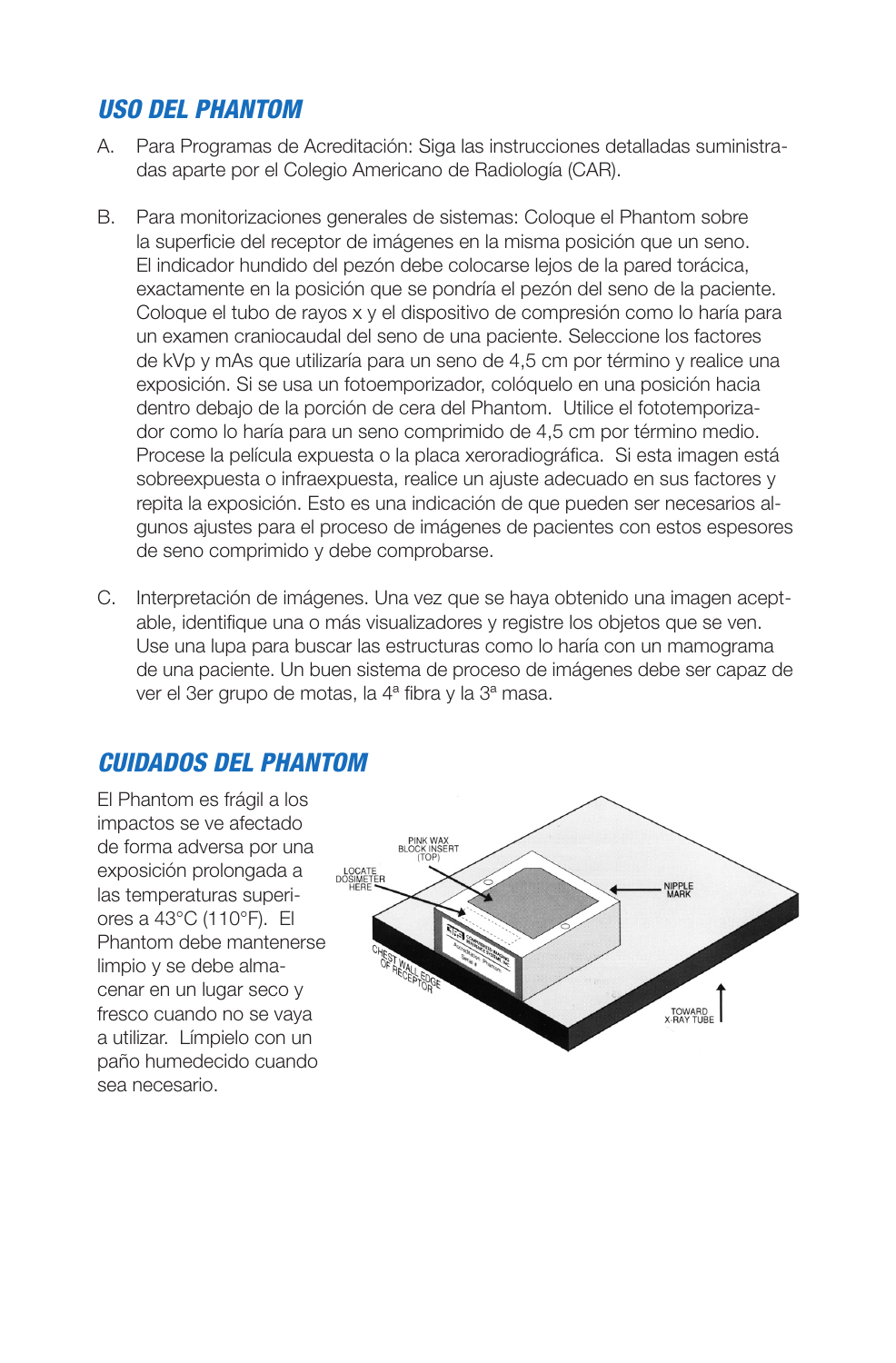## USO DEL PHANTOM

A. Para Programas de Acreditación: Siga las instrucciones detalladas suministradas aparte por el Colegio Americano de Radiología (CAR).

B. Para monitorizaciones generales de sistemas: Coloque el Phantom sobre la superficie del receptor de imágenes en la misma posición que un seno. El indicador hundido del pezón debe colocarse lejos de la pared torácica, exactamente en la posición que se pondría el pezón del seno de la paciente. Coloque el tubo de rayos x y el dispositivo de compresión como lo haría para un examen craniocaudal del seno de una paciente. Seleccione los factores de kVp y mAs que utilizaría para un seno de 4,5 cm por término y realice una exposición. Si se usa un fotoemporizador, colóquelo en una posición hacia dentro debajo de la porción de cera del Phantom. Utilice el fototemporizador como lo haría para un seno comprimido de 4,5 cm por término medio. Procese la película expuesta o la placa xeroradiográfica. Si esta imagen está sobreexpuesta o infraexpuesta, realice un ajuste adecuado en sus factores y repita la exposición. Esto es una indicación de que pueden ser necesarios algunos ajustes para el proceso de imágenes de pacientes con estos espesores de seno comprimido y debe comprobarse.

C. Interpretación de imágenes. Una vez que se haya obtenido una imagen aceptable, identifique una o más visualizadores y registre los objetos que se ven. Use una lupa para buscar las estructuras como lo haría con un mamograma de una paciente. Un buen sistema de proceso de imágenes debe ser capaz de ver el 3er grupo de motas, la 4ª fibra y la 3ª masa.

## CUIDADOS DEL PHANTOM

El Phantom es frágil a los impactos se ve afectado de forma adversa por una exposición prolongada a las temperaturas superiores a 43°C (110°F). El Phantom debe mantenerse limpio y se debe almacenar en un lugar seco y fresco cuando no se vaya a utilizar. Límpielo con un paño humedecido cuando sea necesario.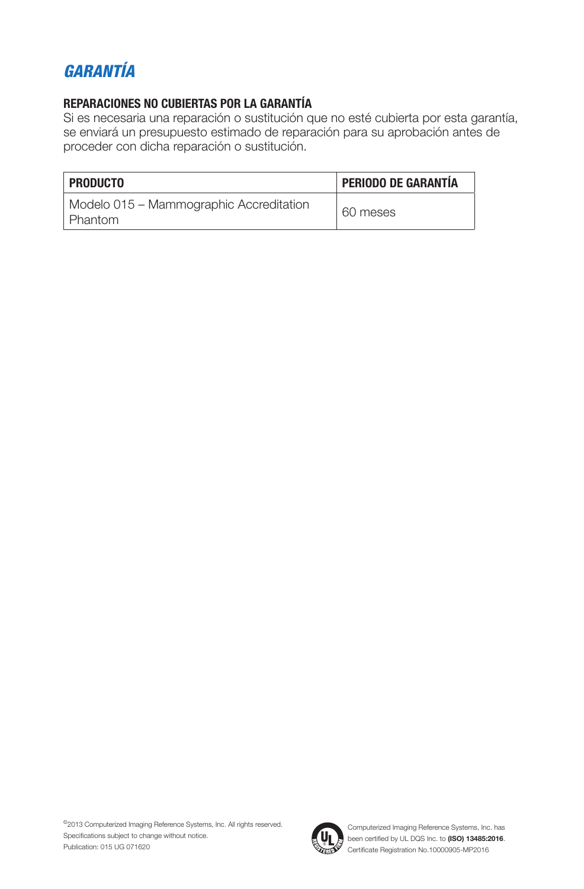# *GARANTÍA*

**REPARACIONES NO CUBIERTAS POR LA GARANTÍA**

Si es necesaria una reparación o sustitución que no esté cubierta por esta garantía, se enviará un presupuesto estimado de reparación para su aprobación antes de proceder con dicha reparación o sustitución.

| PRODUCTO | PERIODO DE GARANTÍA |
| --- | --- |
| Modelo 015 – Mammographic Accreditation Phantom | 60 meses |

©2013 Computerized Imaging Reference Systems, Inc. All rights reserved.
Specifications subject to change without notice.
Publication: 015 UG 071620

Computerized Imaging Reference Systems, Inc. has been certified by UL DQS Inc. to **(ISO) 13485:2016**.
Certificate Registration No.10000905-MP2016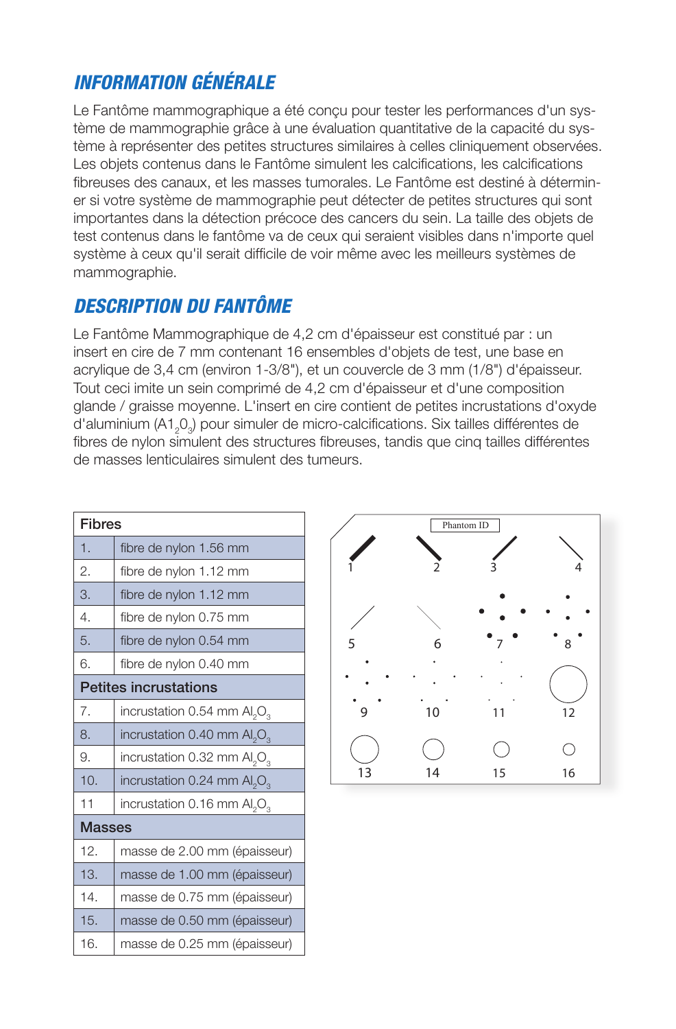## *INFORMATION GÉNÉRALE*

Le Fantôme mammographique a été conçu pour tester les performances d'un système de mammographie grâce à une évaluation quantitative de la capacité du système à représenter des petites structures similaires à celles cliniquement observées. Les objets contenus dans le Fantôme simulent les calcifications, les calcifications fibreuses des canaux, et les masses tumorales. Le Fantôme est destiné à déterminer si votre système de mammographie peut détecter de petites structures qui sont importantes dans la détection précoce des cancers du sein. La taille des objets de test contenus dans le fantôme va de ceux qui seraient visibles dans n'importe quel système à ceux qu'il serait difficile de voir même avec les meilleurs systèmes de mammographie.

## *DESCRIPTION DU FANTÔME*

Le Fantôme Mammographique de 4,2 cm d'épaisseur est constitué par : un insert en cire de 7 mm contenant 16 ensembles d'objets de test, une base en acrylique de 3,4 cm (environ 1-3/8"), et un couvercle de 3 mm (1/8") d'épaisseur. Tout ceci imite un sein comprimé de 4,2 cm d'épaisseur et d'une composition glande / graisse moyenne. L'insert en cire contient de petites incrustations d'oxyde d'aluminium ($A1_20_3$) pour simuler de micro-calcifications. Six tailles différentes de fibres de nylon simulent des structures fibreuses, tandis que cinq tailles différentes de masses lenticulaires simulent des tumeurs.

| Fibres | |
|---|---|
| 1. | fibre de nylon 1.56 mm |
| 2. | fibre de nylon 1.12 mm |
| 3. | fibre de nylon 1.12 mm |
| 4. | fibre de nylon 0.75 mm |
| 5. | fibre de nylon 0.54 mm |
| 6. | fibre de nylon 0.40 mm |
| **Petites incrustations** | |
| 7. | incrustation 0.54 mm $Al_2O_3$ |
| 8. | incrustation 0.40 mm $Al_2O_3$ |
| 9. | incrustation 0.32 mm $Al_2O_3$ |
| 10. | incrustation 0.24 mm $Al_2O_3$ |
| 11 | incrustation 0.16 mm $Al_2O_3$ |
| **Masses** | |
| 12. | masse de 2.00 mm (épaisseur) |
| 13. | masse de 1.00 mm (épaisseur) |
| 14. | masse de 0.75 mm (épaisseur) |
| 15. | masse de 0.50 mm (épaisseur) |
| 16. | masse de 0.25 mm (épaisseur) |

Phantom ID

1 2 3 4

5 6 7 8

9 10 11 12

13 14 15 16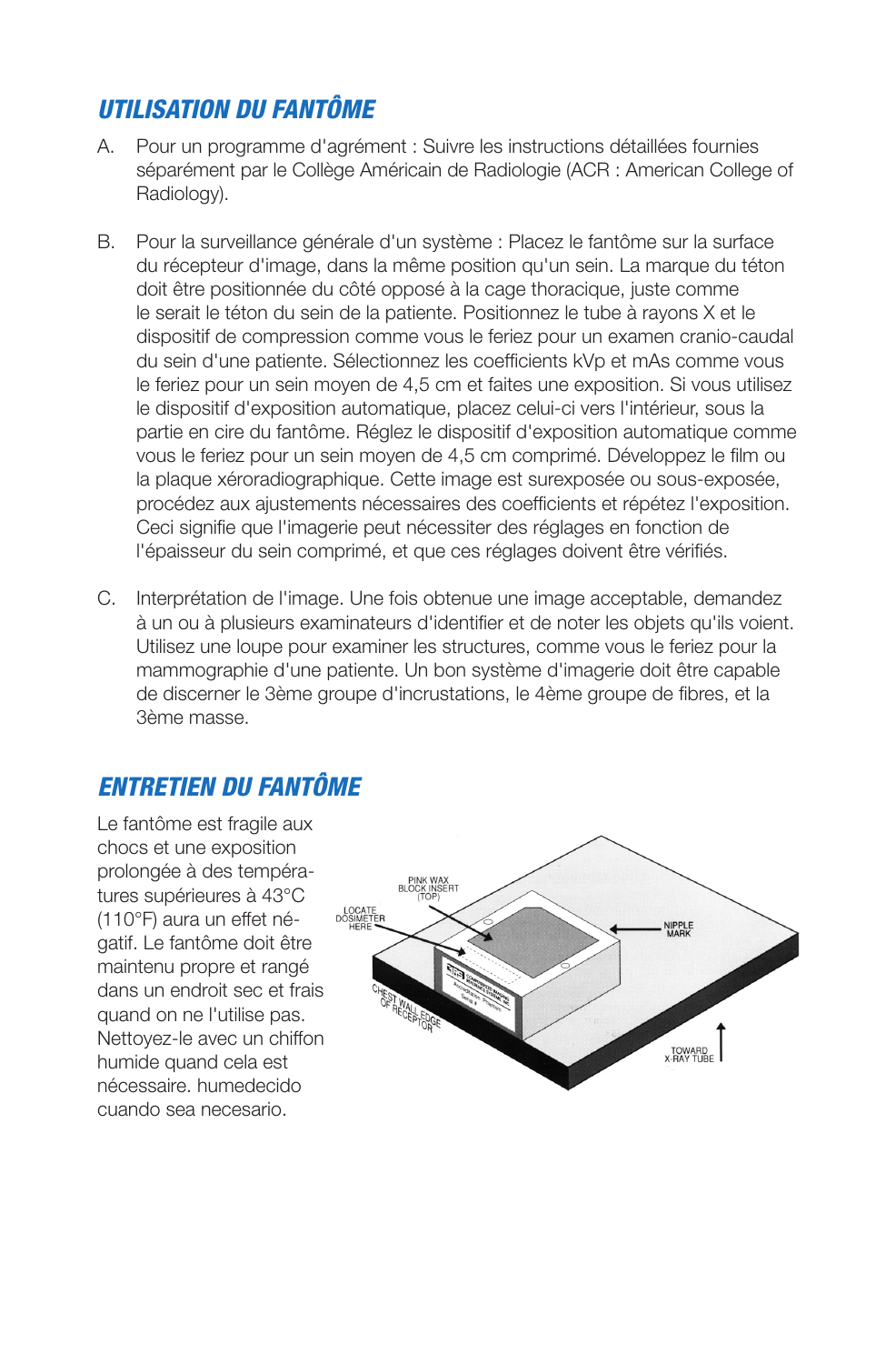## *UTILISATION DU FANTÔME*

A. Pour un programme d'agrément : Suivre les instructions détaillées fournies séparément par le Collège Américain de Radiologie (ACR : American College of Radiology).

B. Pour la surveillance générale d'un système : Placez le fantôme sur la surface du récepteur d'image, dans la même position qu'un sein. La marque du téton doit être positionnée du côté opposé à la cage thoracique, juste comme le serait le téton du sein de la patiente. Positionnez le tube à rayons X et le dispositif de compression comme vous le feriez pour un examen cranio-caudal du sein d'une patiente. Sélectionnez les coefficients kVp et mAs comme vous le feriez pour un sein moyen de 4,5 cm et faites une exposition. Si vous utilisez le dispositif d'exposition automatique, placez celui-ci vers l'intérieur, sous la partie en cire du fantôme. Réglez le dispositif d'exposition automatique comme vous le feriez pour un sein moyen de 4,5 cm comprimé. Développez le film ou la plaque xéroradiographique. Cette image est surexposée ou sous-exposée, procédez aux ajustements nécessaires des coefficients et répétez l'exposition. Ceci signifie que l'imagerie peut nécessiter des réglages en fonction de l'épaisseur du sein comprimé, et que ces réglages doivent être vérifiés.

C. Interprétation de l'image. Une fois obtenue une image acceptable, demandez à un ou à plusieurs examinateurs d'identifier et de noter les objets qu'ils voient. Utilisez une loupe pour examiner les structures, comme vous le feriez pour la mammographie d'une patiente. Un bon système d'imagerie doit être capable de discerner le 3ème groupe d'incrustations, le 4ème groupe de fibres, et la 3ème masse.

## *ENTRETIEN DU FANTÔME*

Le fantôme est fragile aux chocs et une exposition prolongée à des températures supérieures à 43°C (110°F) aura un effet négatif. Le fantôme doit être maintenu propre et rangé dans un endroit sec et frais quand on ne l'utilise pas. Nettoyez-le avec un chiffon humide quand cela est nécessaire. humedecido cuando sea necesario.

PINK WAX BLOCK INSERT (TOP)

LOCATE DOSIMETER HERE

NIPPLE MARK

CHEST WALL EDGE OF RECEPTOR

TOWARD X-RAY TUBE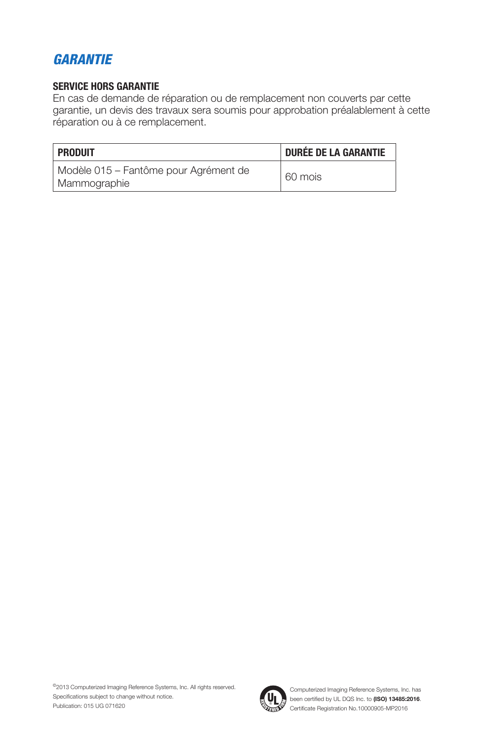## *GARANTIE*

**SERVICE HORS GARANTIE**

En cas de demande de réparation ou de remplacement non couverts par cette garantie, un devis des travaux sera soumis pour approbation préalablement à cette réparation ou à ce remplacement.

| PRODUIT | DURÉE DE LA GARANTIE |
| --- | --- |
| Modèle 015 – Fantôme pour Agrément de Mammographie | 60 mois |

©2013 Computerized Imaging Reference Systems, Inc. All rights reserved.
Specifications subject to change without notice.
Publication: 015 UG 071620

Computerized Imaging Reference Systems, Inc. has been certified by UL DQS Inc. to **(ISO) 13485:2016**.
Certificate Registration No.10000905-MP2016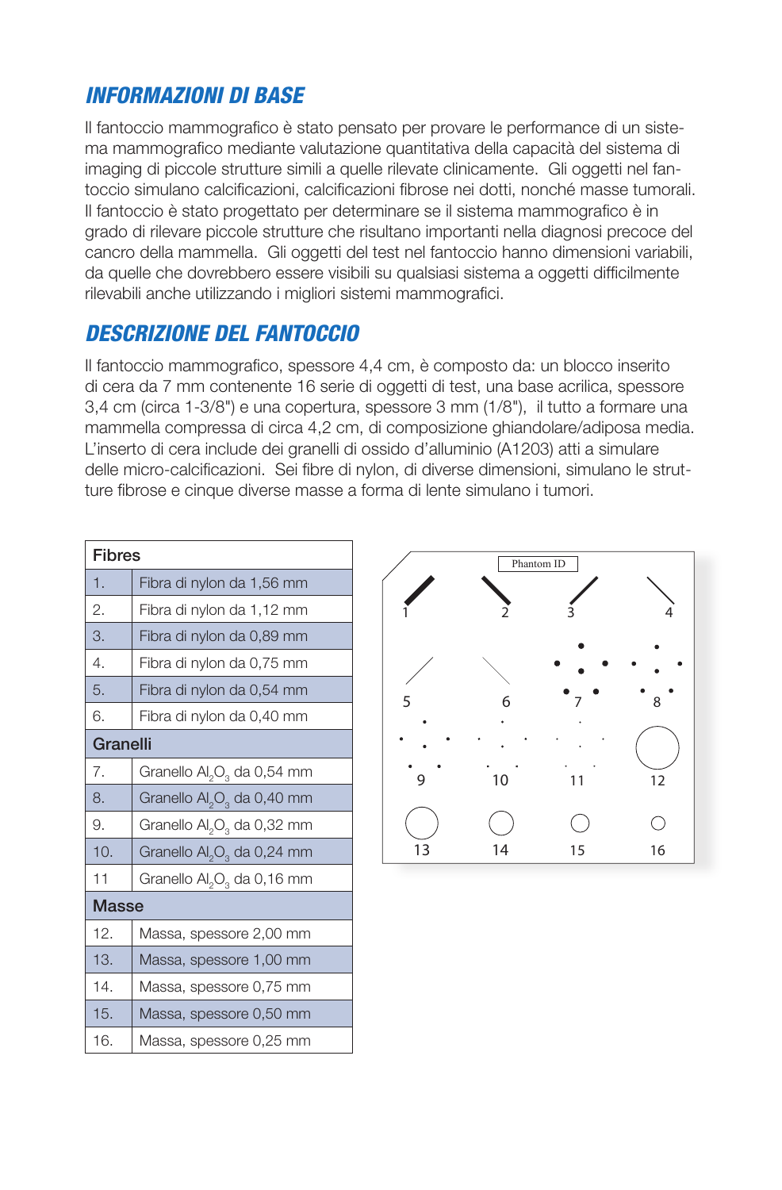## *INFORMAZIONI DI BASE*

Il fantoccio mammografico è stato pensato per provare le performance di un sistema mammografico mediante valutazione quantitativa della capacità del sistema di imaging di piccole strutture simili a quelle rilevate clinicamente. Gli oggetti nel fantoccio simulano calcificazioni, calcificazioni fibrose nei dotti, nonché masse tumorali. Il fantoccio è stato progettato per determinare se il sistema mammografico è in grado di rilevare piccole strutture che risultano importanti nella diagnosi precoce del cancro della mammella. Gli oggetti del test nel fantoccio hanno dimensioni variabili, da quelle che dovrebbero essere visibili su qualsiasi sistema a oggetti difficilmente rilevabili anche utilizzando i migliori sistemi mammografici.

## *DESCRIZIONE DEL FANTOCCIO*

Il fantoccio mammografico, spessore 4,4 cm, è composto da: un blocco inserito di cera da 7 mm contenente 16 serie di oggetti di test, una base acrilica, spessore 3,4 cm (circa 1-3/8") e una copertura, spessore 3 mm (1/8"), il tutto a formare una mammella compressa di circa 4,2 cm, di composizione ghiandolare/adiposa media. L'inserto di cera include dei granelli di ossido d'alluminio (A1203) atti a simulare delle micro-calcificazioni. Sei fibre di nylon, di diverse dimensioni, simulano le strutture fibrose e cinque diverse masse a forma di lente simulano i tumori.

| Fibres | |
|---|---|
| 1. | Fibra di nylon da 1,56 mm |
| 2. | Fibra di nylon da 1,12 mm |
| 3. | Fibra di nylon da 0,89 mm |
| 4. | Fibra di nylon da 0,75 mm |
| 5. | Fibra di nylon da 0,54 mm |
| 6. | Fibra di nylon da 0,40 mm |
| **Granelli** | |
| 7. | Granello $Al_2O_3$ da 0,54 mm |
| 8. | Granello $Al_2O_3$ da 0,40 mm |
| 9. | Granello $Al_2O_3$ da 0,32 mm |
| 10. | Granello $Al_2O_3$ da 0,24 mm |
| 11 | Granello $Al_2O_3$ da 0,16 mm |
| **Masse** | |
| 12. | Massa, spessore 2,00 mm |
| 13. | Massa, spessore 1,00 mm |
| 14. | Massa, spessore 0,75 mm |
| 15. | Massa, spessore 0,50 mm |
| 16. | Massa, spessore 0,25 mm |

Phantom ID

1 2 3 4

5 6 7 8

9 10 11 12

13 14 15 16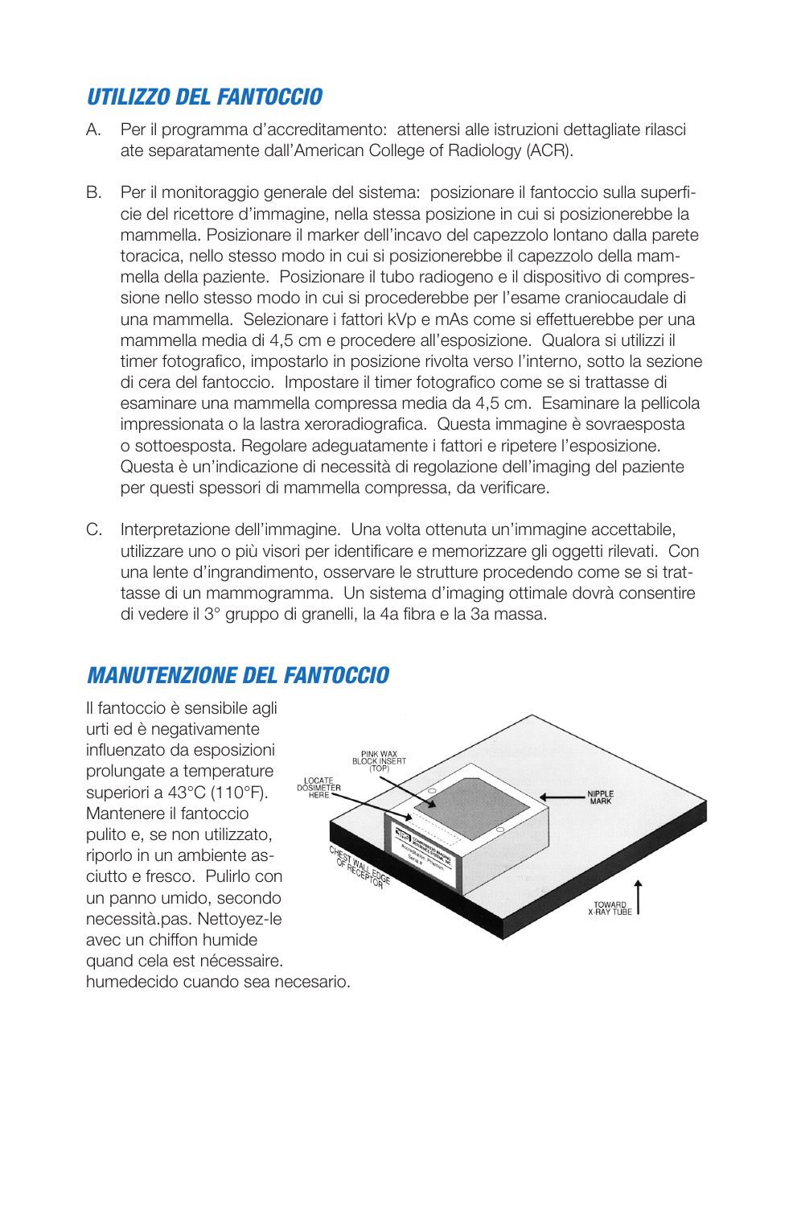## *UTILIZZO DEL FANTOCCIO*

A. Per il programma d'accreditamento: attenersi alle istruzioni dettagliate rilasci ate separatamente dall'American College of Radiology (ACR).

B. Per il monitoraggio generale del sistema: posizionare il fantoccio sulla superficie del ricettore d'immagine, nella stessa posizione in cui si posizionerebbe la mammella. Posizionare il marker dell'incavo del capezzolo lontano dalla parete toracica, nello stesso modo in cui si posizionerebbe il capezzolo della mammella della paziente. Posizionare il tubo radiogeno e il dispositivo di compressione nello stesso modo in cui si procederebbe per l'esame craniocaudale di una mammella. Selezionare i fattori kVp e mAs come si effettuerebbe per una mammella media di 4,5 cm e procedere all'esposizione. Qualora si utilizzi il timer fotografico, impostarlo in posizione rivolta verso l'interno, sotto la sezione di cera del fantoccio. Impostare il timer fotografico come se si trattasse di esaminare una mammella compressa media da 4,5 cm. Esaminare la pellicola impressionata o la lastra xeroradiografica. Questa immagine è sovraesposta o sottoesposta. Regolare adeguatamente i fattori e ripetere l'esposizione. Questa è un'indicazione di necessità di regolazione dell'imaging del paziente per questi spessori di mammella compressa, da verificare.

C. Interpretazione dell'immagine. Una volta ottenuta un'immagine accettabile, utilizzare uno o più visori per identificare e memorizzare gli oggetti rilevati. Con una lente d'ingrandimento, osservare le strutture procedendo come se si trattasse di un mammogramma. Un sistema d'imaging ottimale dovrà consentire di vedere il 3° gruppo di granelli, la 4a fibra e la 3a massa.

## *MANUTENZIONE DEL FANTOCCIO*

Il fantoccio è sensibile agli urti ed è negativamente influenzato da esposizioni prolungate a temperature superiori a 43°C (110°F). Mantenere il fantoccio pulito e, se non utilizzato, riporlo in un ambiente asciutto e fresco. Pulirlo con un panno umido, secondo necessità.pas. Nettoyez-le avec un chiffon humide quand cela est nécessaire. humedecido cuando sea necesario.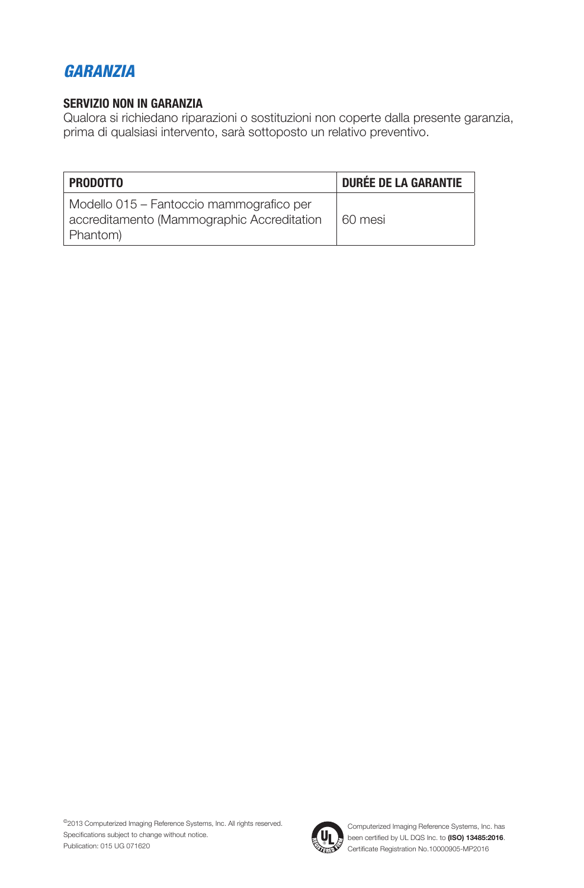## *GARANZIA*

**SERVIZIO NON IN GARANZIA**

Qualora si richiedano riparazioni o sostituzioni non coperte dalla presente garanzia, prima di qualsiasi intervento, sarà sottoposto un relativo preventivo.

| PRODOTTO | DURÉE DE LA GARANTIE |
|---|---|
| Modello 015 – Fantoccio mammografico per accreditamento (Mammographic Accreditation Phantom) | 60 mesi |

©2013 Computerized Imaging Reference Systems, Inc. All rights reserved.
Specifications subject to change without notice.
Publication: 015 UG 071620

Computerized Imaging Reference Systems, Inc. has been certified by UL DQS Inc. to **(ISO) 13485:2016**.
Certificate Registration No.10000905-MP2016